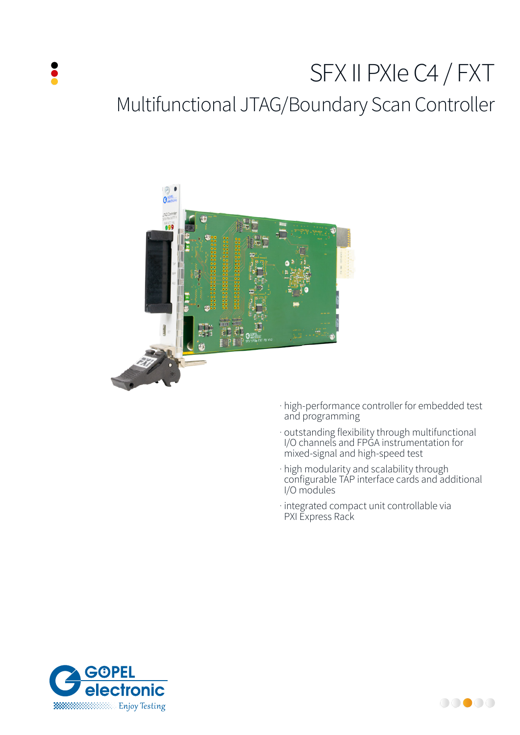# SFX II PXIe C4 / FXT

## Multifunctional JTAG/Boundary Scan Controller

- high-performance controller for embedded test and programming
- outstanding flexibility through multifunctional I/O channels and FPGA instrumentation for mixed-signal and high-speed test
- high modularity and scalability through configurable TAP interface cards and additional I/O modules
- integrated compact unit controllable via PXI Express Rack

GÖPEL electronic

Enjoy Testing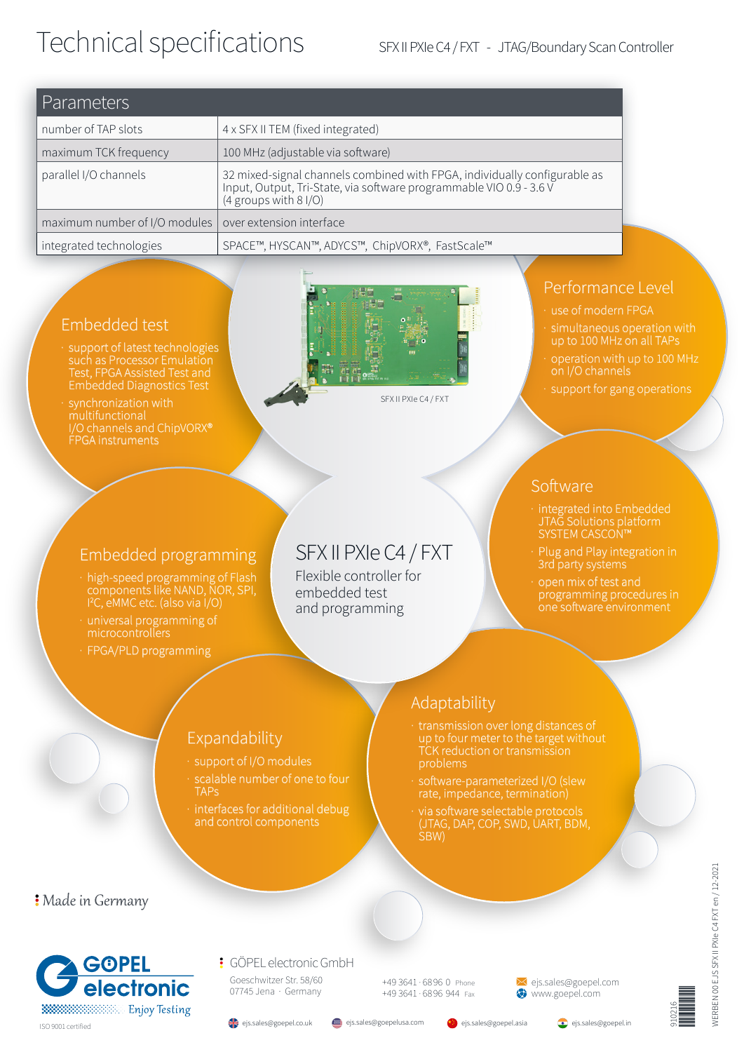# Technical specifications

SFX II PXIe C4 / FXT - JTAG/Boundary Scan Controller

| Parameters | |
|---|---|
| number of TAP slots | 4 x SFX II TEM (fixed integrated) |
| maximum TCK frequency | 100 MHz (adjustable via software) |
| parallel I/O channels | 32 mixed-signal channels combined with FPGA, individually configurable as Input, Output, Tri-State, via software programmable VIO 0.9 - 3.6 V (4 groups with 8 I/O) |
| maximum number of I/O modules | over extension interface |
| integrated technologies | SPACE™, HYSCAN™, ADYCS™, ChipVORX®, FastScale™ |

SFX II PXIe C4 / FXT

## Embedded test

- support of latest technologies such as Processor Emulation Test, FPGA Assisted Test and Embedded Diagnostics Test
- synchronization with multifunctional I/O channels and ChipVORX® FPGA instruments

## Performance Level

- use of modern FPGA
- simultaneous operation with up to 100 MHz on all TAPs
- operation with up to 100 MHz on I/O channels
- support for gang operations

## Embedded programming

- high-speed programming of Flash components like NAND, NOR, SPI, I²C, eMMC etc. (also via I/O)
- universal programming of microcontrollers
- FPGA/PLD programming

## SFX II PXIe C4 / FXT

Flexible controller for embedded test and programming

## Software

- integrated into Embedded JTAG Solutions platform SYSTEM CASCON™
- Plug and Play integration in 3rd party systems
- open mix of test and programming procedures in one software environment

## Expandability

- support of I/O modules
- scalable number of one to four TAPs
- interfaces for additional debug and control components

## Adaptability

- transmission over long distances of up to four meter to the target without TCK reduction or transmission problems
- software-parameterized I/O (slew rate, impedance, termination)
- via software selectable protocols (JTAG, DAP, COP, SWD, UART, BDM, SBW)

Made in Germany

GÖPEL electronic – Enjoy Testing

ISO 9001 certified

GÖPEL electronic GmbH
Goeschwitzer Str. 58/60
07745 Jena · Germany

+49 3641 · 6896 0 Phone
+49 3641 · 6896 944 Fax

ejs.sales@goepel.com
www.goepel.com

ejs.sales@goepel.co.uk · ejs.sales@goepelusa.com · ejs.sales@goepel.asia · ejs.sales@goepel.in

910216

WERBEN 00 EJS SFX II PXIe C4 FXT en / 12-2021